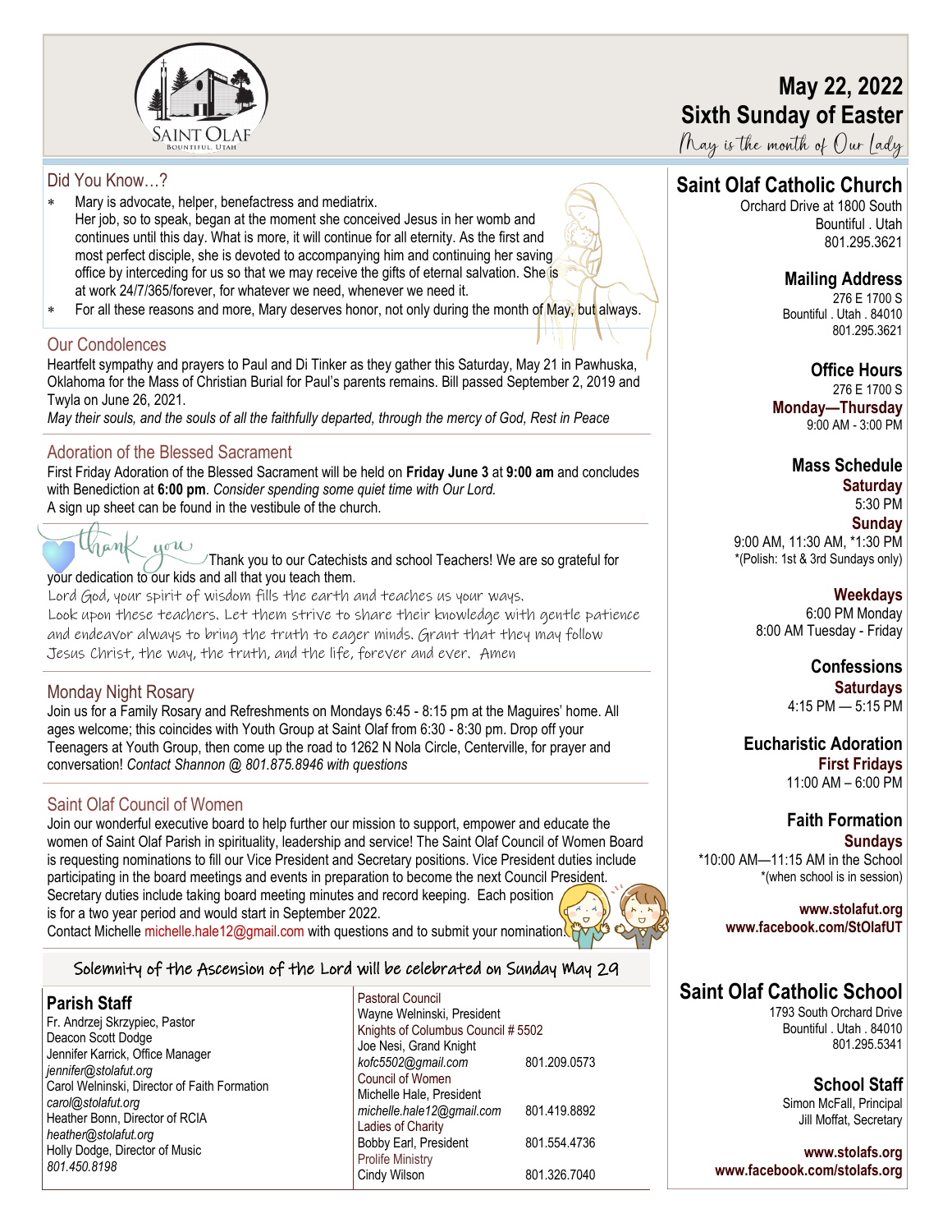# May 22, 2022
## Sixth Sunday of Easter

*May is the month of Our Lady*

## Did You Know…?

* Mary is advocate, helper, benefactress and mediatrix. Her job, so to speak, began at the moment she conceived Jesus in her womb and continues until this day. What is more, it will continue for all eternity. As the first and most perfect disciple, she is devoted to accompanying him and continuing her saving office by interceding for us so that we may receive the gifts of eternal salvation. She is at work 24/7/365/forever, for whatever we need, whenever we need it.
* For all these reasons and more, Mary deserves honor, not only during the month of May, but always.

## Our Condolences

Heartfelt sympathy and prayers to Paul and Di Tinker as they gather this Saturday, May 21 in Pawhuska, Oklahoma for the Mass of Christian Burial for Paul's parents remains. Bill passed September 2, 2019 and Twyla on June 26, 2021.

*May their souls, and the souls of all the faithfully departed, through the mercy of God, Rest in Peace*

## Adoration of the Blessed Sacrament

First Friday Adoration of the Blessed Sacrament will be held on **Friday June 3** at **9:00 am** and concludes with Benediction at **6:00 pm**. *Consider spending some quiet time with Our Lord.*

A sign up sheet can be found in the vestibule of the church.

## Thank you

Thank you to our Catechists and school Teachers! We are so grateful for your dedication to our kids and all that you teach them.

Lord God, your spirit of wisdom fills the earth and teaches us your ways. Look upon these teachers. Let them strive to share their knowledge with gentle patience and endeavor always to bring the truth to eager minds. Grant that they may follow Jesus Christ, the way, the truth, and the life, forever and ever. Amen

## Monday Night Rosary

Join us for a Family Rosary and Refreshments on Mondays 6:45 - 8:15 pm at the Maguires' home. All ages welcome; this coincides with Youth Group at Saint Olaf from 6:30 - 8:30 pm. Drop off your Teenagers at Youth Group, then come up the road to 1262 N Nola Circle, Centerville, for prayer and conversation! *Contact Shannon @ 801.875.8946 with questions*

## Saint Olaf Council of Women

Join our wonderful executive board to help further our mission to support, empower and educate the women of Saint Olaf Parish in spirituality, leadership and service! The Saint Olaf Council of Women Board is requesting nominations to fill our Vice President and Secretary positions. Vice President duties include participating in the board meetings and events in preparation to become the next Council President. Secretary duties include taking board meeting minutes and record keeping. Each position is for a two year period and would start in September 2022.

Contact Michelle michelle.hale12@gmail.com with questions and to submit your nomination.

**Solemnity of the Ascension of the Lord will be celebrated on Sunday May 29**

## Parish Staff

Fr. Andrzej Skrzypiec, Pastor
Deacon Scott Dodge
Jennifer Karrick, Office Manager
*jennifer@stolafut.org*
Carol Welninski, Director of Faith Formation
*carol@stolafut.org*
Heather Bonn, Director of RCIA
*heather@stolafut.org*
Holly Dodge, Director of Music
*801.450.8198*

Pastoral Council
Wayne Welninski, President

Knights of Columbus Council # 5502
Joe Nesi, Grand Knight
*kofc5502@gmail.com* 801.209.0573

Council of Women
Michelle Hale, President
*michelle.hale12@gmail.com* 801.419.8892

Ladies of Charity
Bobby Earl, President 801.554.4736

Prolife Ministry
Cindy Wilson 801.326.7040

## Saint Olaf Catholic Church

Orchard Drive at 1800 South
Bountiful . Utah
801.295.3621

### Mailing Address

276 E 1700 S
Bountiful . Utah . 84010
801.295.3621

### Office Hours

276 E 1700 S
**Monday—Thursday**
9:00 AM - 3:00 PM

### Mass Schedule

**Saturday**
5:30 PM
**Sunday**
9:00 AM, 11:30 AM, *1:30 PM
*(Polish: 1st & 3rd Sundays only)

**Weekdays**
6:00 PM Monday
8:00 AM Tuesday - Friday

### Confessions

**Saturdays**
4:15 PM — 5:15 PM

### Eucharistic Adoration

**First Fridays**
11:00 AM – 6:00 PM

### Faith Formation

**Sundays**
*10:00 AM—11:15 AM in the School
*(when school is in session)

**www.stolafut.org**
**www.facebook.com/StOlafUT**

## Saint Olaf Catholic School

1793 South Orchard Drive
Bountiful . Utah . 84010
801.295.5341

### School Staff

Simon McFall, Principal
Jill Moffat, Secretary

**www.stolafs.org**
**www.facebook.com/stolafs.org**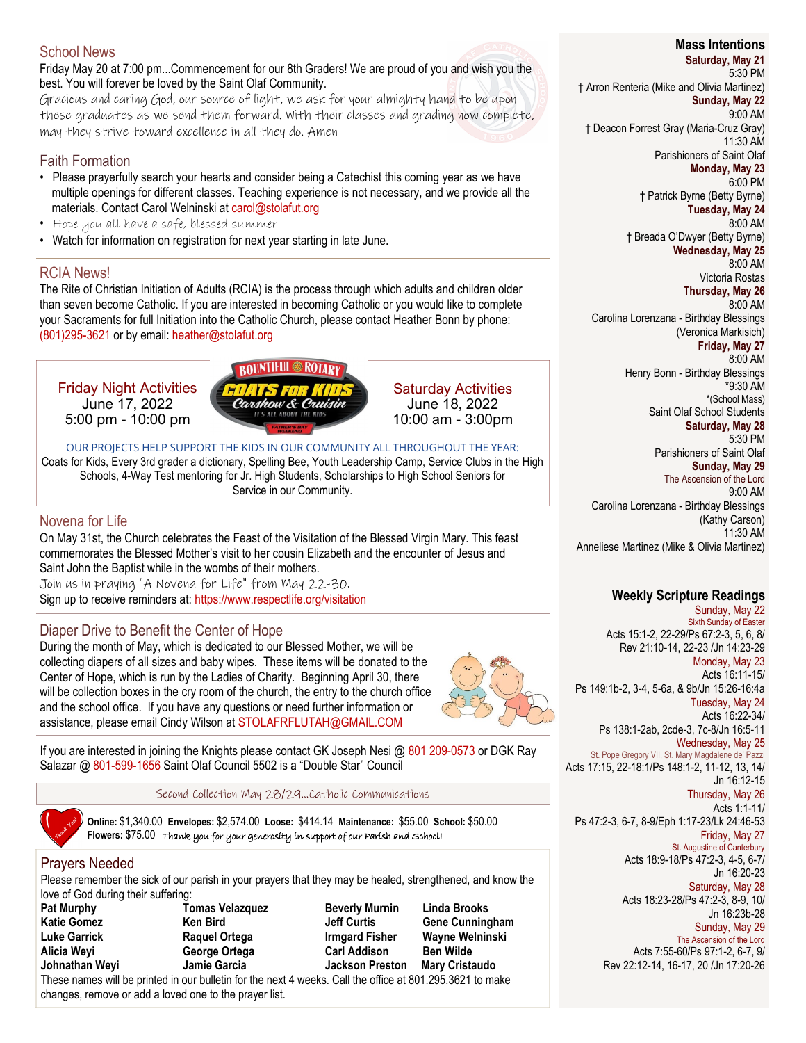## School News

Friday May 20 at 7:00 pm...Commencement for our 8th Graders! We are proud of you and wish you the best. You will forever be loved by the Saint Olaf Community.

*Gracious and caring God, our source of light, we ask for your almighty hand to be upon these graduates as we send them forward. With their classes and grading now complete, may they strive toward excellence in all they do. Amen*

## Faith Formation

- Please prayerfully search your hearts and consider being a Catechist this coming year as we have multiple openings for different classes. Teaching experience is not necessary, and we provide all the materials. Contact Carol Welninski at carol@stolafut.org
- *Hope you all have a safe, blessed summer!*
- Watch for information on registration for next year starting in late June.

## RCIA News!

The Rite of Christian Initiation of Adults (RCIA) is the process through which adults and children older than seven become Catholic. If you are interested in becoming Catholic or you would like to complete your Sacraments for full Initiation into the Catholic Church, please contact Heather Bonn by phone: (801)295-3621 or by email: heather@stolafut.org

**BOUNTIFUL ROTARY — COATS FOR KIDS Carshow & Cruisin** — IT'S ALL ABOUT THE KIDS — FATHER'S DAY WEEKEND

Friday Night Activities
June 17, 2022
5:00 pm - 10:00 pm

Saturday Activities
June 18, 2022
10:00 am - 3:00pm

OUR PROJECTS HELP SUPPORT THE KIDS IN OUR COMMUNITY ALL THROUGHOUT THE YEAR:
Coats for Kids, Every 3rd grader a dictionary, Spelling Bee, Youth Leadership Camp, Service Clubs in the High Schools, 4-Way Test mentoring for Jr. High Students, Scholarships to High School Seniors for Service in our Community.

## Novena for Life

On May 31st, the Church celebrates the Feast of the Visitation of the Blessed Virgin Mary. This feast commemorates the Blessed Mother's visit to her cousin Elizabeth and the encounter of Jesus and Saint John the Baptist while in the wombs of their mothers.

*Join us in praying "A Novena for Life" from May 22-30.*

Sign up to receive reminders at: https://www.respectlife.org/visitation

## Diaper Drive to Benefit the Center of Hope

During the month of May, which is dedicated to our Blessed Mother, we will be collecting diapers of all sizes and baby wipes. These items will be donated to the Center of Hope, which is run by the Ladies of Charity. Beginning April 30, there will be collection boxes in the cry room of the church, the entry to the church office and the school office. If you have any questions or need further information or assistance, please email Cindy Wilson at STOLAFRFLUTAH@GMAIL.COM

If you are interested in joining the Knights please contact GK Joseph Nesi @ 801 209-0573 or DGK Ray Salazar @ 801-599-1656 Saint Olaf Council 5502 is a "Double Star" Council

*Second Collection May 28/29...Catholic Communications*

Thank You!

**Online:** $1,340.00 **Envelopes:** $2,574.00 **Loose:** $414.14 **Maintenance:** $55.00 **School:** $50.00
**Flowers:** $75.00 *Thank you for your generosity in support of our Parish and School!*

## Prayers Needed

Please remember the sick of our parish in your prayers that they may be healed, strengthened, and know the love of God during their suffering:

| | | | |
|---|---|---|---|
| **Pat Murphy** | **Tomas Velazquez** | **Beverly Murnin** | **Linda Brooks** |
| **Katie Gomez** | **Ken Bird** | **Jeff Curtis** | **Gene Cunningham** |
| **Luke Garrick** | **Raquel Ortega** | **Irmgard Fisher** | **Wayne Welninski** |
| **Alicia Weyi** | **George Ortega** | **Carl Addison** | **Ben Wilde** |
| **Johnathan Weyi** | **Jamie Garcia** | **Jackson Preston** | **Mary Cristaudo** |

These names will be printed in our bulletin for the next 4 weeks. Call the office at 801.295.3621 to make changes, remove or add a loved one to the prayer list.

## Mass Intentions

**Saturday, May 21**
5:30 PM
† Arron Renteria (Mike and Olivia Martinez)

**Sunday, May 22**
9:00 AM
† Deacon Forrest Gray (Maria-Cruz Gray)
11:30 AM
Parishioners of Saint Olaf

**Monday, May 23**
6:00 PM
† Patrick Byrne (Betty Byrne)

**Tuesday, May 24**
8:00 AM
† Breada O'Dwyer (Betty Byrne)

**Wednesday, May 25**
8:00 AM
Victoria Rostas

**Thursday, May 26**
8:00 AM
Carolina Lorenzana - Birthday Blessings (Veronica Markisich)

**Friday, May 27**
8:00 AM
Henry Bonn - Birthday Blessings
*9:30 AM
*(School Mass)
Saint Olaf School Students

**Saturday, May 28**
5:30 PM
Parishioners of Saint Olaf

**Sunday, May 29**
The Ascension of the Lord
9:00 AM
Carolina Lorenzana - Birthday Blessings (Kathy Carson)
11:30 AM
Anneliese Martinez (Mike & Olivia Martinez)

## Weekly Scripture Readings

Sunday, May 22
Sixth Sunday of Easter
Acts 15:1-2, 22-29/Ps 67:2-3, 5, 6, 8/ Rev 21:10-14, 22-23 /Jn 14:23-29

Monday, May 23
Acts 16:11-15/ Ps 149:1b-2, 3-4, 5-6a, & 9b/Jn 15:26-16:4a

Tuesday, May 24
Acts 16:22-34/ Ps 138:1-2ab, 2cde-3, 7c-8/Jn 16:5-11

Wednesday, May 25
St. Pope Gregory VII, St. Mary Magdalene de' Pazzi
Acts 17:15, 22-18:1/Ps 148:1-2, 11-12, 13, 14/ Jn 16:12-15

Thursday, May 26
Acts 1:1-11/ Ps 47:2-3, 6-7, 8-9/Eph 1:17-23/Lk 24:46-53

Friday, May 27
St. Augustine of Canterbury
Acts 18:9-18/Ps 47:2-3, 4-5, 6-7/ Jn 16:20-23

Saturday, May 28
Acts 18:23-28/Ps 47:2-3, 8-9, 10/ Jn 16:23b-28

Sunday, May 29
The Ascension of the Lord
Acts 7:55-60/Ps 97:1-2, 6-7, 9/ Rev 22:12-14, 16-17, 20 /Jn 17:20-26